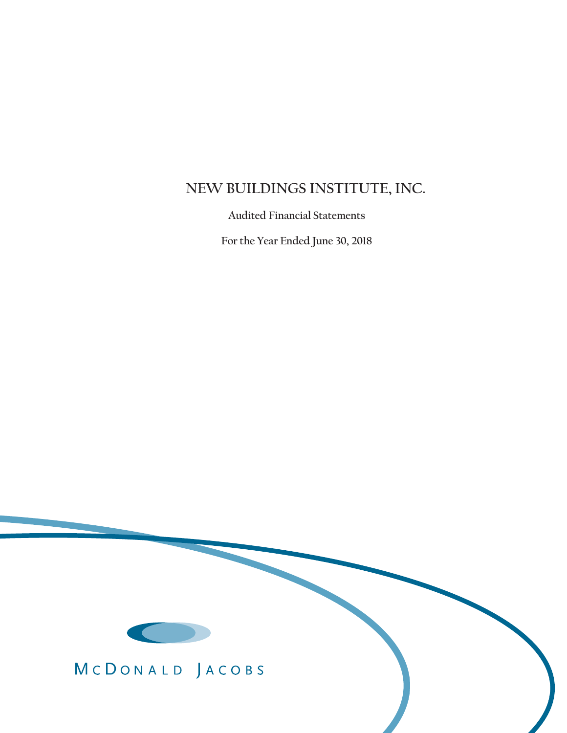# NEW BUILDINGS INSTITUTE, INC.

Audited Financial Statements

For the Year Ended June 30, 2018

McDonald Jacobs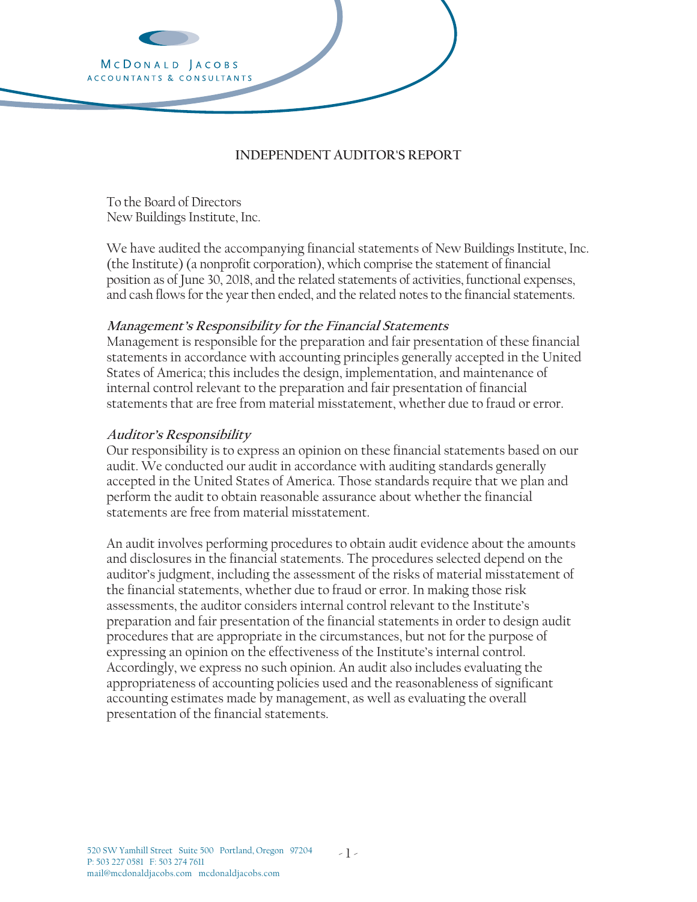McDONALD JACOBS
ACCOUNTANTS & CONSULTANTS

## INDEPENDENT AUDITOR'S REPORT

To the Board of Directors
New Buildings Institute, Inc.

We have audited the accompanying financial statements of New Buildings Institute, Inc. (the Institute) (a nonprofit corporation), which comprise the statement of financial position as of June 30, 2018, and the related statements of activities, functional expenses, and cash flows for the year then ended, and the related notes to the financial statements.

***Management's Responsibility for the Financial Statements***

Management is responsible for the preparation and fair presentation of these financial statements in accordance with accounting principles generally accepted in the United States of America; this includes the design, implementation, and maintenance of internal control relevant to the preparation and fair presentation of financial statements that are free from material misstatement, whether due to fraud or error.

***Auditor's Responsibility***

Our responsibility is to express an opinion on these financial statements based on our audit. We conducted our audit in accordance with auditing standards generally accepted in the United States of America. Those standards require that we plan and perform the audit to obtain reasonable assurance about whether the financial statements are free from material misstatement.

An audit involves performing procedures to obtain audit evidence about the amounts and disclosures in the financial statements. The procedures selected depend on the auditor's judgment, including the assessment of the risks of material misstatement of the financial statements, whether due to fraud or error. In making those risk assessments, the auditor considers internal control relevant to the Institute's preparation and fair presentation of the financial statements in order to design audit procedures that are appropriate in the circumstances, but not for the purpose of expressing an opinion on the effectiveness of the Institute's internal control. Accordingly, we express no such opinion. An audit also includes evaluating the appropriateness of accounting policies used and the reasonableness of significant accounting estimates made by management, as well as evaluating the overall presentation of the financial statements.

520 SW Yamhill Street Suite 500 Portland, Oregon 97204
P: 503 227 0581 F: 503 274 7611
mail@mcdonaldjacobs.com mcdonaldjacobs.com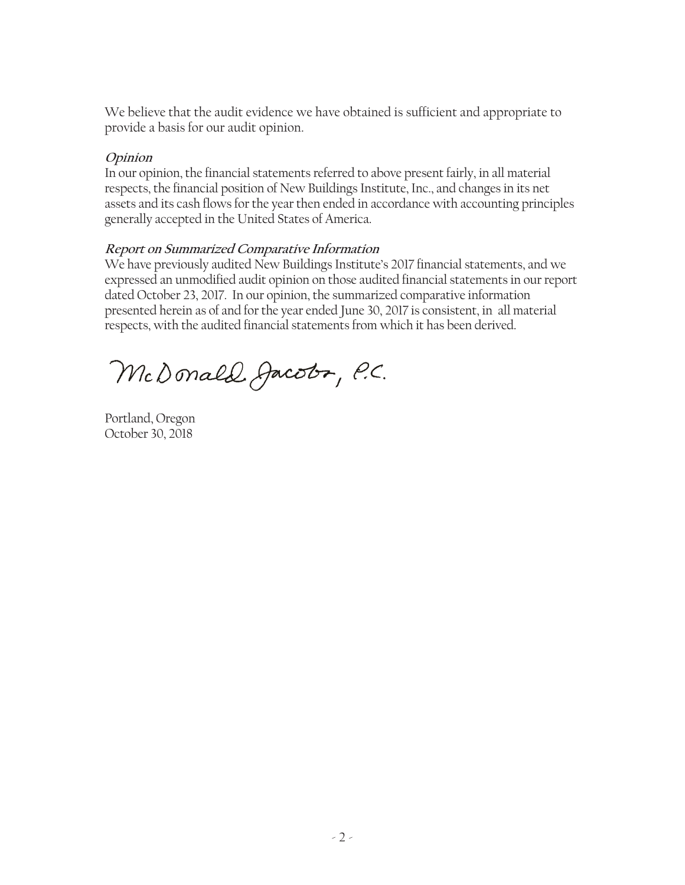We believe that the audit evidence we have obtained is sufficient and appropriate to provide a basis for our audit opinion.

***Opinion***

In our opinion, the financial statements referred to above present fairly, in all material respects, the financial position of New Buildings Institute, Inc., and changes in its net assets and its cash flows for the year then ended in accordance with accounting principles generally accepted in the United States of America.

***Report on Summarized Comparative Information***

We have previously audited New Buildings Institute's 2017 financial statements, and we expressed an unmodified audit opinion on those audited financial statements in our report dated October 23, 2017. In our opinion, the summarized comparative information presented herein as of and for the year ended June 30, 2017 is consistent, in all material respects, with the audited financial statements from which it has been derived.

McDonald Jacobs, P.C.

Portland, Oregon
October 30, 2018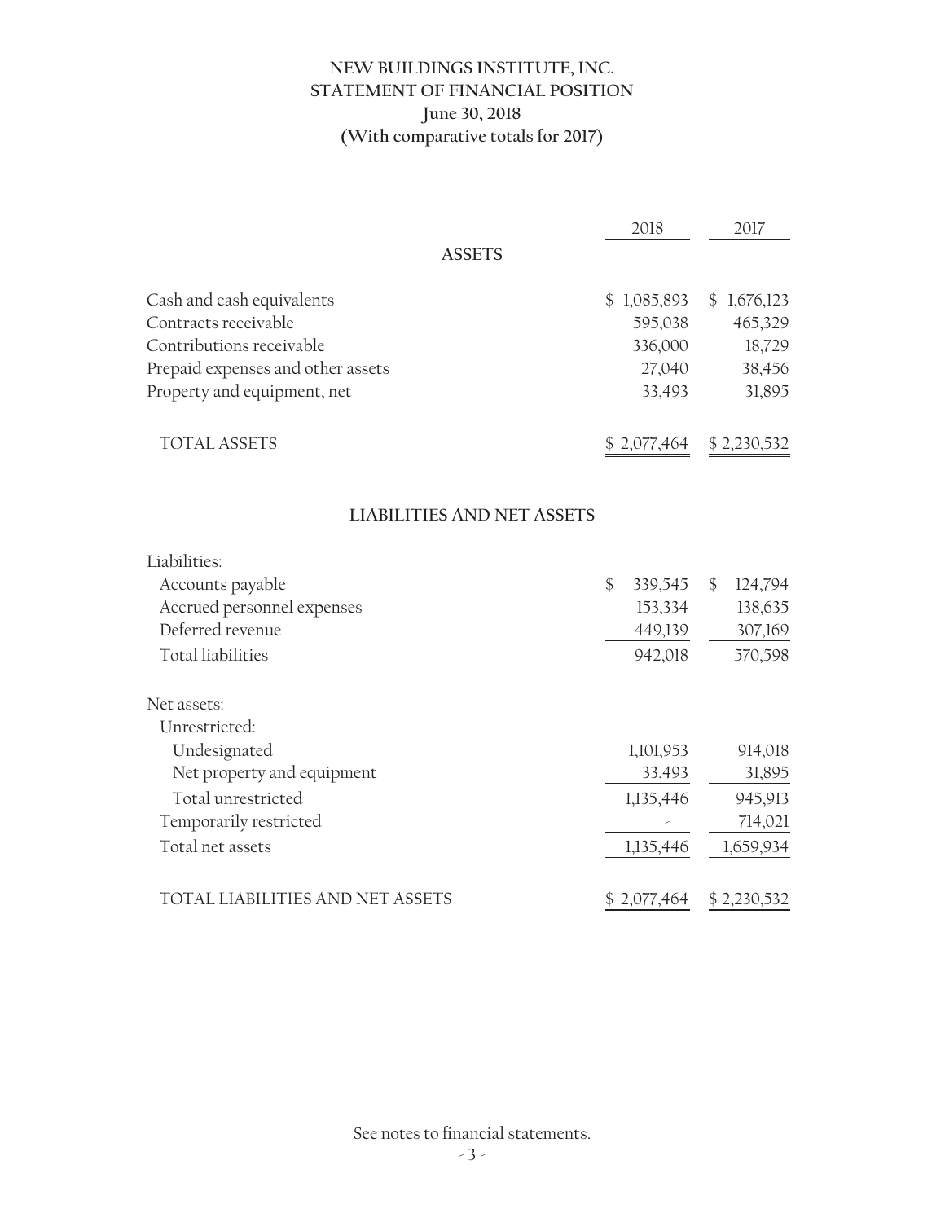# NEW BUILDINGS INSTITUTE, INC.
## STATEMENT OF FINANCIAL POSITION
### June 30, 2018
### (With comparative totals for 2017)

| | 2018 | 2017 |
|---|---|---|
| **ASSETS** | | |
| Cash and cash equivalents | $ 1,085,893 | $ 1,676,123 |
| Contracts receivable | 595,038 | 465,329 |
| Contributions receivable | 336,000 | 18,729 |
| Prepaid expenses and other assets | 27,040 | 38,456 |
| Property and equipment, net | 33,493 | 31,895 |
| TOTAL ASSETS | $ 2,077,464 | $ 2,230,532 |
| **LIABILITIES AND NET ASSETS** | | |
| Liabilities: | | |
| Accounts payable | $ 339,545 | $ 124,794 |
| Accrued personnel expenses | 153,334 | 138,635 |
| Deferred revenue | 449,139 | 307,169 |
| Total liabilities | 942,018 | 570,598 |
| Net assets: | | |
| Unrestricted: | | |
| Undesignated | 1,101,953 | 914,018 |
| Net property and equipment | 33,493 | 31,895 |
| Total unrestricted | 1,135,446 | 945,913 |
| Temporarily restricted | - | 714,021 |
| Total net assets | 1,135,446 | 1,659,934 |
| TOTAL LIABILITIES AND NET ASSETS | $ 2,077,464 | $ 2,230,532 |

See notes to financial statements.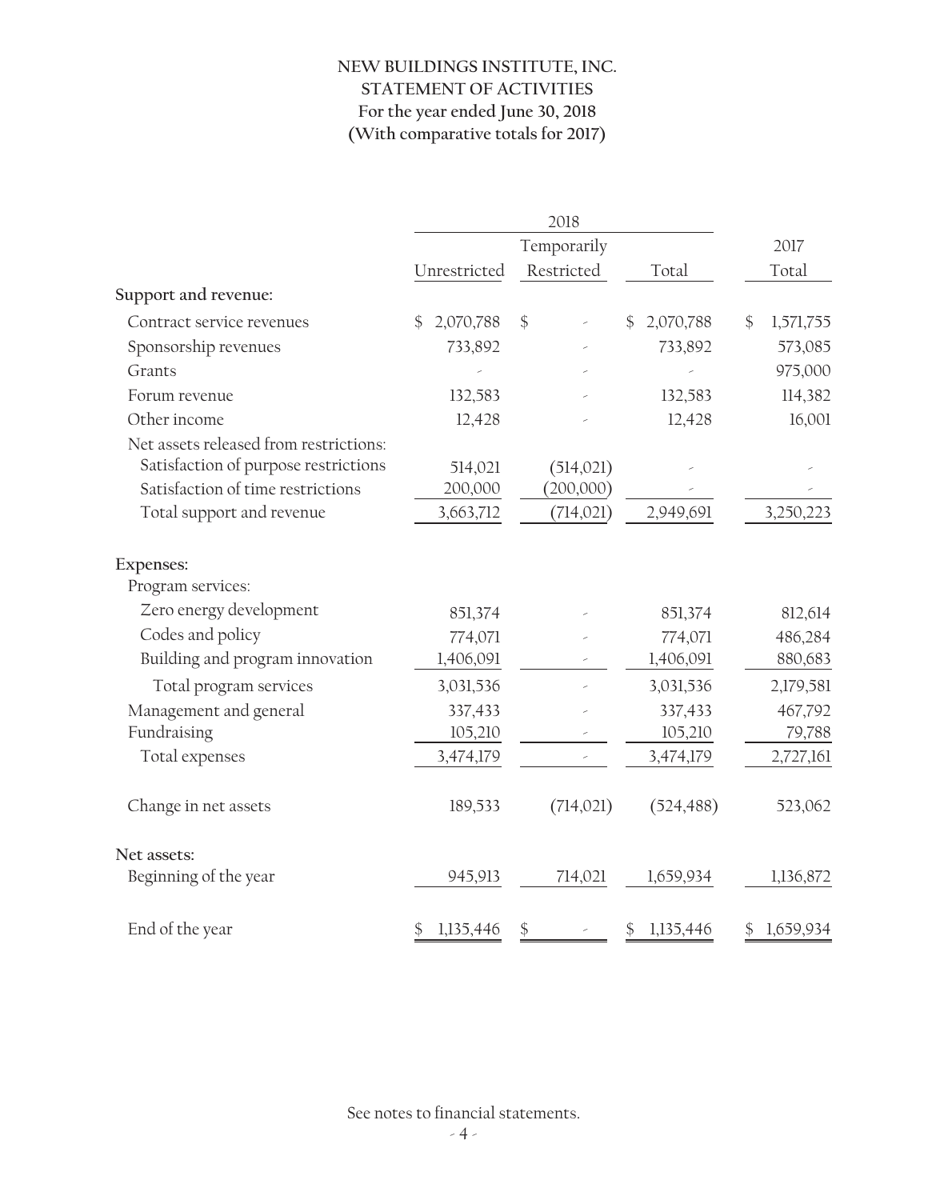# NEW BUILDINGS INSTITUTE, INC.
## STATEMENT OF ACTIVITIES
### For the year ended June 30, 2018
### (With comparative totals for 2017)

| | 2018 | | | 2017 |
|---|---|---|---|---|
| | Unrestricted | Temporarily Restricted | Total | Total |
| **Support and revenue:** | | | | |
| Contract service revenues | $ 2,070,788 | $ - | $ 2,070,788 | $ 1,571,755 |
| Sponsorship revenues | 733,892 | - | 733,892 | 573,085 |
| Grants | - | - | - | 975,000 |
| Forum revenue | 132,583 | - | 132,583 | 114,382 |
| Other income | 12,428 | - | 12,428 | 16,001 |
| Net assets released from restrictions: | | | | |
| Satisfaction of purpose restrictions | 514,021 | (514,021) | - | - |
| Satisfaction of time restrictions | 200,000 | (200,000) | - | - |
| Total support and revenue | 3,663,712 | (714,021) | 2,949,691 | 3,250,223 |
| **Expenses:** | | | | |
| Program services: | | | | |
| Zero energy development | 851,374 | - | 851,374 | 812,614 |
| Codes and policy | 774,071 | - | 774,071 | 486,284 |
| Building and program innovation | 1,406,091 | - | 1,406,091 | 880,683 |
| Total program services | 3,031,536 | - | 3,031,536 | 2,179,581 |
| Management and general | 337,433 | - | 337,433 | 467,792 |
| Fundraising | 105,210 | - | 105,210 | 79,788 |
| Total expenses | 3,474,179 | - | 3,474,179 | 2,727,161 |
| Change in net assets | 189,533 | (714,021) | (524,488) | 523,062 |
| **Net assets:** | | | | |
| Beginning of the year | 945,913 | 714,021 | 1,659,934 | 1,136,872 |
| End of the year | $ 1,135,446 | $ - | $ 1,135,446 | $ 1,659,934 |

See notes to financial statements.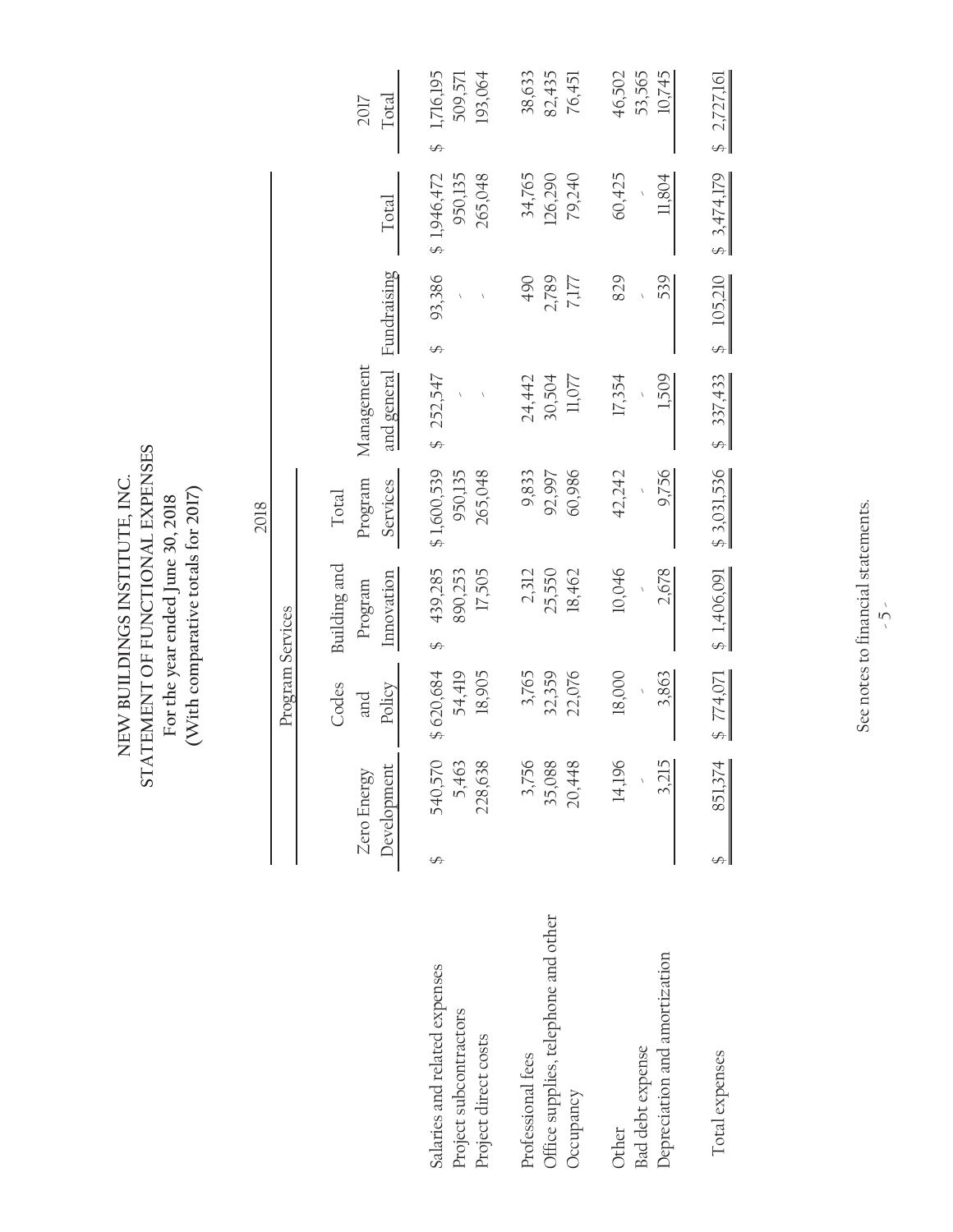# NEW BUILDINGS INSTITUTE, INC.
## STATEMENT OF FUNCTIONAL EXPENSES
### For the year ended June 30, 2018
### (With comparative totals for 2017)

| | 2018 | | | | | | | 2017 |
|---|---|---|---|---|---|---|---|---|
| | Program Services | | | | | | | |
| | Zero Energy Development | Codes and Policy | Building and Program Innovation | Total Program Services | Management and general | Fundraising | Total | Total |
| Salaries and related expenses | $ 540,570 | $ 620,684 | $ 439,285 | $ 1,600,539 | $ 252,547 | $ 93,386 | $ 1,946,472 | $ 1,716,195 |
| Project subcontractors | 5,463 | 54,419 | 890,253 | 950,135 | - | - | 950,135 | 509,571 |
| Project direct costs | 228,638 | 18,905 | 17,505 | 265,048 | - | - | 265,048 | 193,064 |
| Professional fees | 3,756 | 3,765 | 2,312 | 9,833 | 24,442 | 490 | 34,765 | 38,633 |
| Office supplies, telephone and other | 35,088 | 32,359 | 25,550 | 92,997 | 30,504 | 2,789 | 126,290 | 82,435 |
| Occupancy | 20,448 | 22,076 | 18,462 | 60,986 | 11,077 | 7,177 | 79,240 | 76,451 |
| Other | 14,196 | 18,000 | 10,046 | 42,242 | 17,354 | 829 | 60,425 | 46,502 |
| Bad debt expense | - | - | - | - | - | - | - | 53,565 |
| Depreciation and amortization | 3,215 | 3,863 | 2,678 | 9,756 | 1,509 | 539 | 11,804 | 10,745 |
| Total expenses | $ 851,374 | $ 774,071 | $ 1,406,091 | $ 3,031,536 | $ 337,433 | $ 105,210 | $ 3,474,179 | $ 2,727,161 |

See notes to financial statements.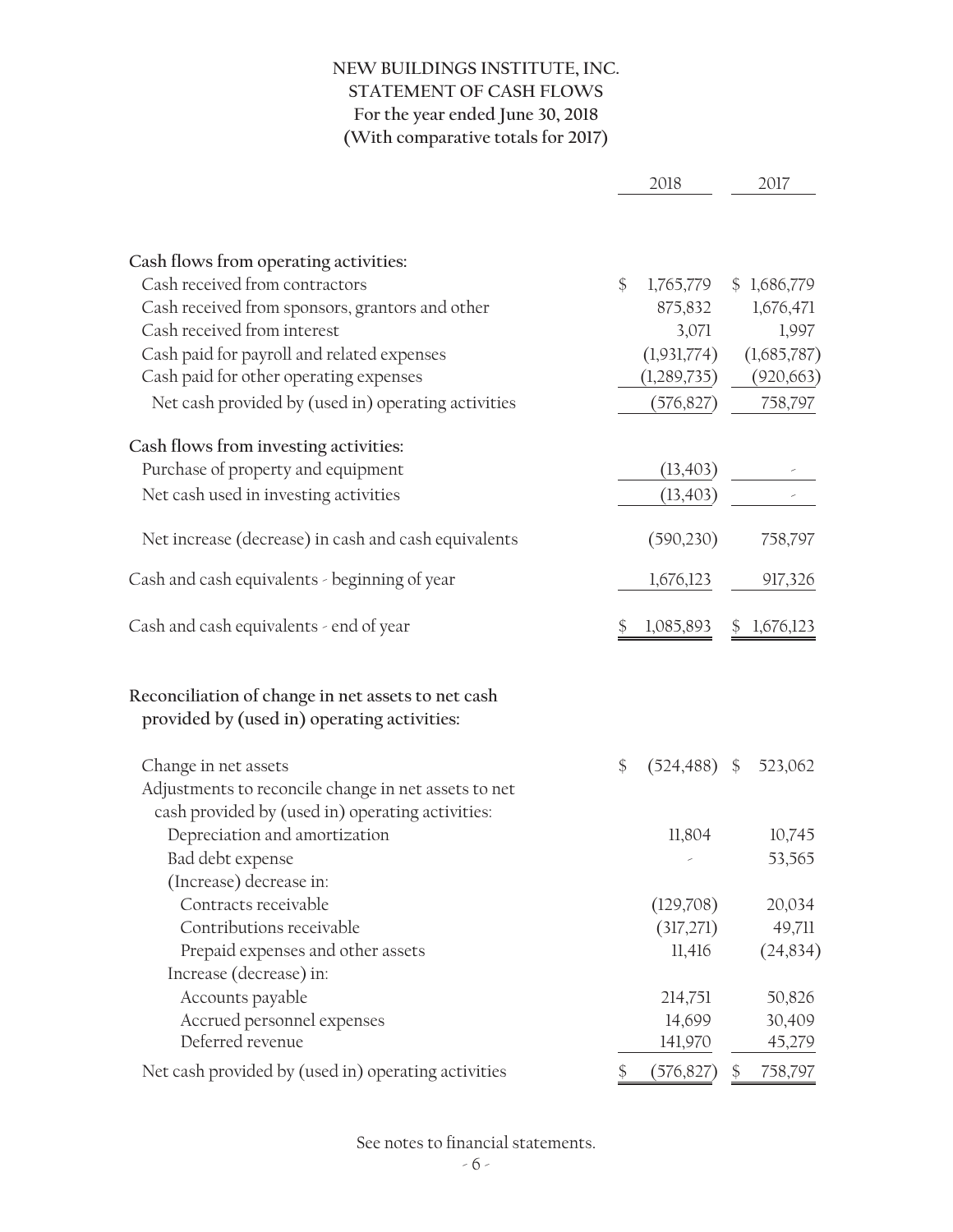# NEW BUILDINGS INSTITUTE, INC.
## STATEMENT OF CASH FLOWS
### For the year ended June 30, 2018
### (With comparative totals for 2017)

| | 2018 | 2017 |
|---|---|---|
| **Cash flows from operating activities:** | | |
| Cash received from contractors | $ 1,765,779 | $ 1,686,779 |
| Cash received from sponsors, grantors and other | 875,832 | 1,676,471 |
| Cash received from interest | 3,071 | 1,997 |
| Cash paid for payroll and related expenses | (1,931,774) | (1,685,787) |
| Cash paid for other operating expenses | (1,289,735) | (920,663) |
| Net cash provided by (used in) operating activities | (576,827) | 758,797 |
| **Cash flows from investing activities:** | | |
| Purchase of property and equipment | (13,403) | - |
| Net cash used in investing activities | (13,403) | - |
| Net increase (decrease) in cash and cash equivalents | (590,230) | 758,797 |
| Cash and cash equivalents - beginning of year | 1,676,123 | 917,326 |
| Cash and cash equivalents - end of year | $ 1,085,893 | $ 1,676,123 |

| | 2018 | 2017 |
|---|---|---|
| **Reconciliation of change in net assets to net cash provided by (used in) operating activities:** | | |
| Change in net assets | $ (524,488) | $ 523,062 |
| Adjustments to reconcile change in net assets to net cash provided by (used in) operating activities: | | |
| Depreciation and amortization | 11,804 | 10,745 |
| Bad debt expense | - | 53,565 |
| (Increase) decrease in: | | |
| Contracts receivable | (129,708) | 20,034 |
| Contributions receivable | (317,271) | 49,711 |
| Prepaid expenses and other assets | 11,416 | (24,834) |
| Increase (decrease) in: | | |
| Accounts payable | 214,751 | 50,826 |
| Accrued personnel expenses | 14,699 | 30,409 |
| Deferred revenue | 141,970 | 45,279 |
| Net cash provided by (used in) operating activities | $ (576,827) | $ 758,797 |

See notes to financial statements.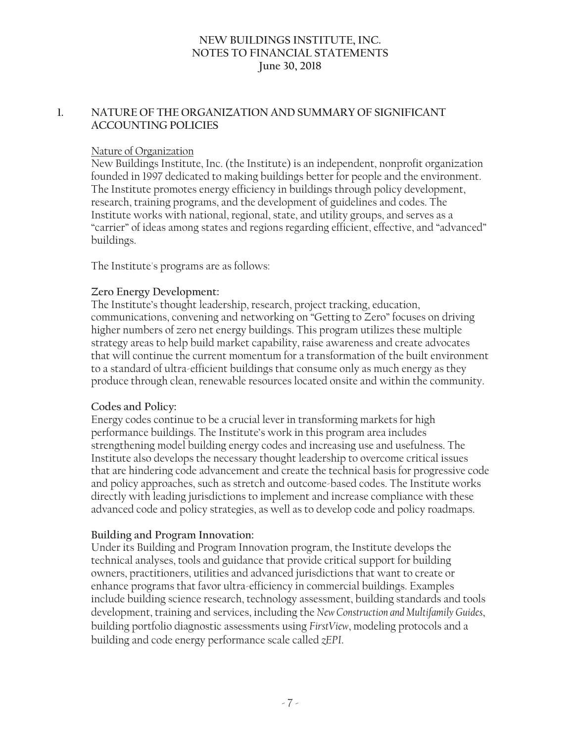# NEW BUILDINGS INSTITUTE, INC.
# NOTES TO FINANCIAL STATEMENTS
# June 30, 2018

## 1. NATURE OF THE ORGANIZATION AND SUMMARY OF SIGNIFICANT ACCOUNTING POLICIES

Nature of Organization

New Buildings Institute, Inc. (the Institute) is an independent, nonprofit organization founded in 1997 dedicated to making buildings better for people and the environment. The Institute promotes energy efficiency in buildings through policy development, research, training programs, and the development of guidelines and codes. The Institute works with national, regional, state, and utility groups, and serves as a "carrier" of ideas among states and regions regarding efficient, effective, and "advanced" buildings.

The Institute's programs are as follows:

**Zero Energy Development:**

The Institute's thought leadership, research, project tracking, education, communications, convening and networking on "Getting to Zero" focuses on driving higher numbers of zero net energy buildings. This program utilizes these multiple strategy areas to help build market capability, raise awareness and create advocates that will continue the current momentum for a transformation of the built environment to a standard of ultra-efficient buildings that consume only as much energy as they produce through clean, renewable resources located onsite and within the community.

**Codes and Policy:**

Energy codes continue to be a crucial lever in transforming markets for high performance buildings. The Institute's work in this program area includes strengthening model building energy codes and increasing use and usefulness. The Institute also develops the necessary thought leadership to overcome critical issues that are hindering code advancement and create the technical basis for progressive code and policy approaches, such as stretch and outcome-based codes. The Institute works directly with leading jurisdictions to implement and increase compliance with these advanced code and policy strategies, as well as to develop code and policy roadmaps.

**Building and Program Innovation:**

Under its Building and Program Innovation program, the Institute develops the technical analyses, tools and guidance that provide critical support for building owners, practitioners, utilities and advanced jurisdictions that want to create or enhance programs that favor ultra-efficiency in commercial buildings. Examples include building science research, technology assessment, building standards and tools development, training and services, including the *New Construction and Multifamily Guides*, building portfolio diagnostic assessments using *FirstView*, modeling protocols and a building and code energy performance scale called *zEPI*.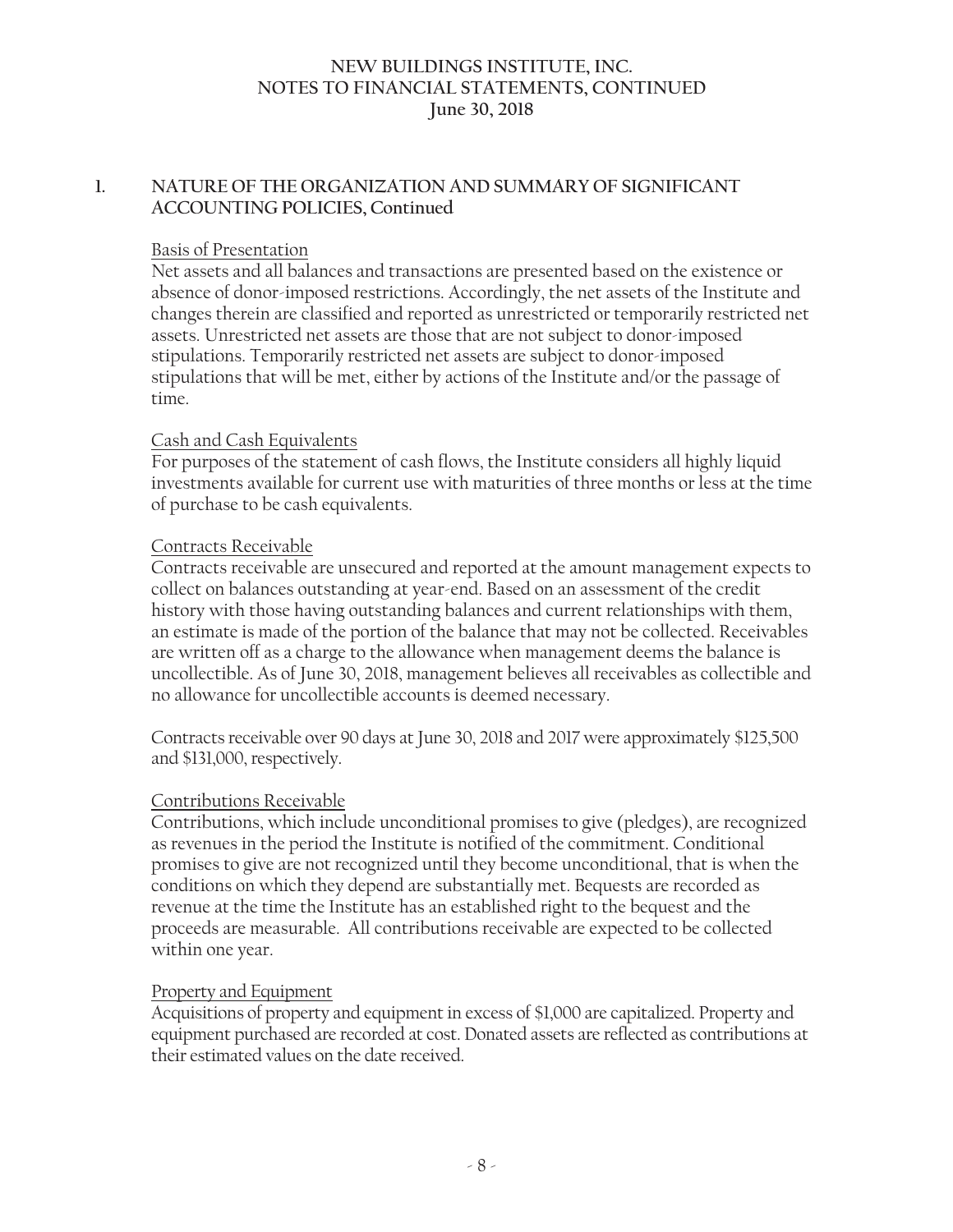## 1. NATURE OF THE ORGANIZATION AND SUMMARY OF SIGNIFICANT ACCOUNTING POLICIES, Continued

Basis of Presentation

Net assets and all balances and transactions are presented based on the existence or absence of donor-imposed restrictions. Accordingly, the net assets of the Institute and changes therein are classified and reported as unrestricted or temporarily restricted net assets. Unrestricted net assets are those that are not subject to donor-imposed stipulations. Temporarily restricted net assets are subject to donor-imposed stipulations that will be met, either by actions of the Institute and/or the passage of time.

Cash and Cash Equivalents

For purposes of the statement of cash flows, the Institute considers all highly liquid investments available for current use with maturities of three months or less at the time of purchase to be cash equivalents.

Contracts Receivable

Contracts receivable are unsecured and reported at the amount management expects to collect on balances outstanding at year-end. Based on an assessment of the credit history with those having outstanding balances and current relationships with them, an estimate is made of the portion of the balance that may not be collected. Receivables are written off as a charge to the allowance when management deems the balance is uncollectible. As of June 30, 2018, management believes all receivables as collectible and no allowance for uncollectible accounts is deemed necessary.

Contracts receivable over 90 days at June 30, 2018 and 2017 were approximately $125,500 and $131,000, respectively.

Contributions Receivable

Contributions, which include unconditional promises to give (pledges), are recognized as revenues in the period the Institute is notified of the commitment. Conditional promises to give are not recognized until they become unconditional, that is when the conditions on which they depend are substantially met. Bequests are recorded as revenue at the time the Institute has an established right to the bequest and the proceeds are measurable. All contributions receivable are expected to be collected within one year.

Property and Equipment

Acquisitions of property and equipment in excess of $1,000 are capitalized. Property and equipment purchased are recorded at cost. Donated assets are reflected as contributions at their estimated values on the date received.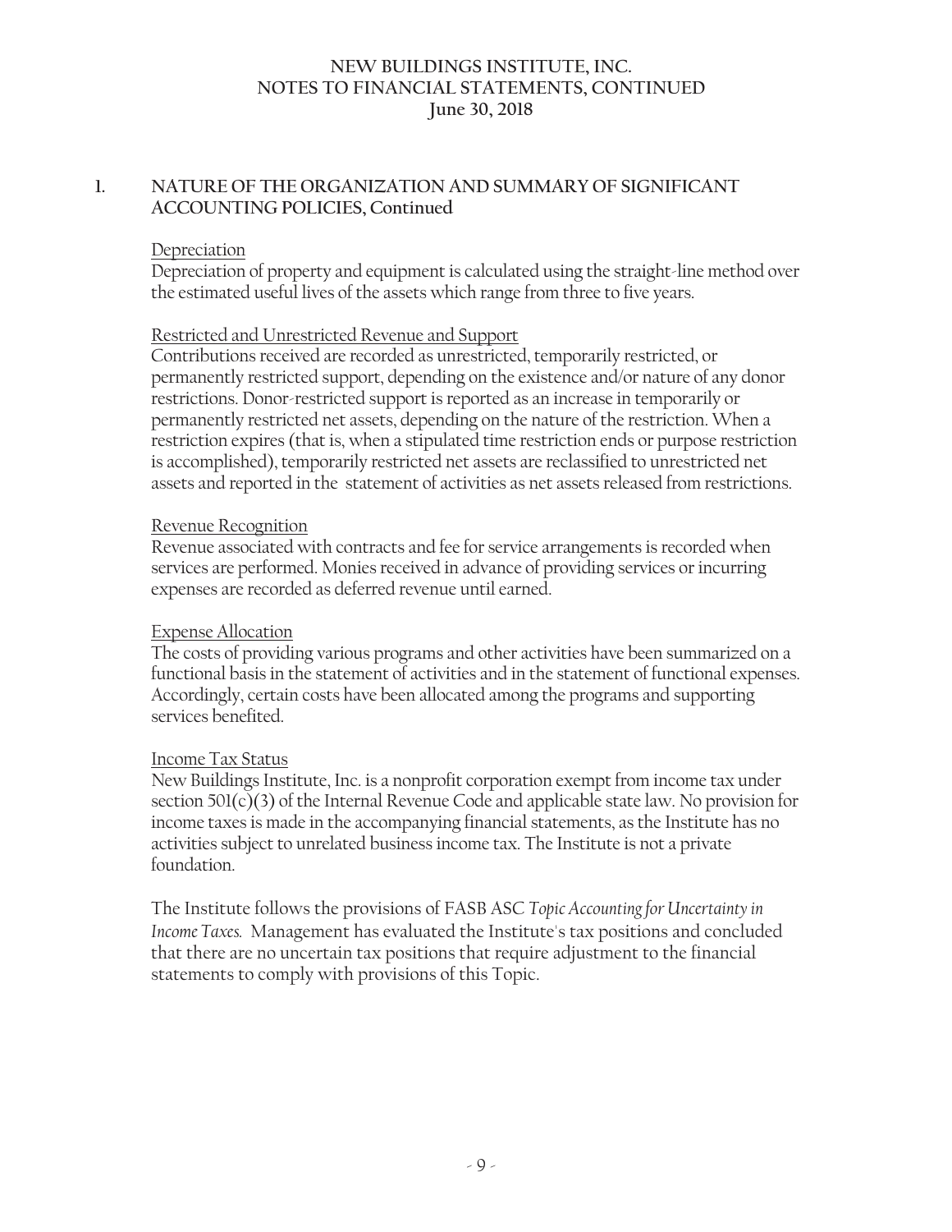## 1. NATURE OF THE ORGANIZATION AND SUMMARY OF SIGNIFICANT ACCOUNTING POLICIES, Continued

Depreciation

Depreciation of property and equipment is calculated using the straight-line method over the estimated useful lives of the assets which range from three to five years.

Restricted and Unrestricted Revenue and Support

Contributions received are recorded as unrestricted, temporarily restricted, or permanently restricted support, depending on the existence and/or nature of any donor restrictions. Donor-restricted support is reported as an increase in temporarily or permanently restricted net assets, depending on the nature of the restriction. When a restriction expires (that is, when a stipulated time restriction ends or purpose restriction is accomplished), temporarily restricted net assets are reclassified to unrestricted net assets and reported in the statement of activities as net assets released from restrictions.

Revenue Recognition

Revenue associated with contracts and fee for service arrangements is recorded when services are performed. Monies received in advance of providing services or incurring expenses are recorded as deferred revenue until earned.

Expense Allocation

The costs of providing various programs and other activities have been summarized on a functional basis in the statement of activities and in the statement of functional expenses. Accordingly, certain costs have been allocated among the programs and supporting services benefited.

Income Tax Status

New Buildings Institute, Inc. is a nonprofit corporation exempt from income tax under section 501(c)(3) of the Internal Revenue Code and applicable state law. No provision for income taxes is made in the accompanying financial statements, as the Institute has no activities subject to unrelated business income tax. The Institute is not a private foundation.

The Institute follows the provisions of FASB ASC *Topic Accounting for Uncertainty in Income Taxes.* Management has evaluated the Institute's tax positions and concluded that there are no uncertain tax positions that require adjustment to the financial statements to comply with provisions of this Topic.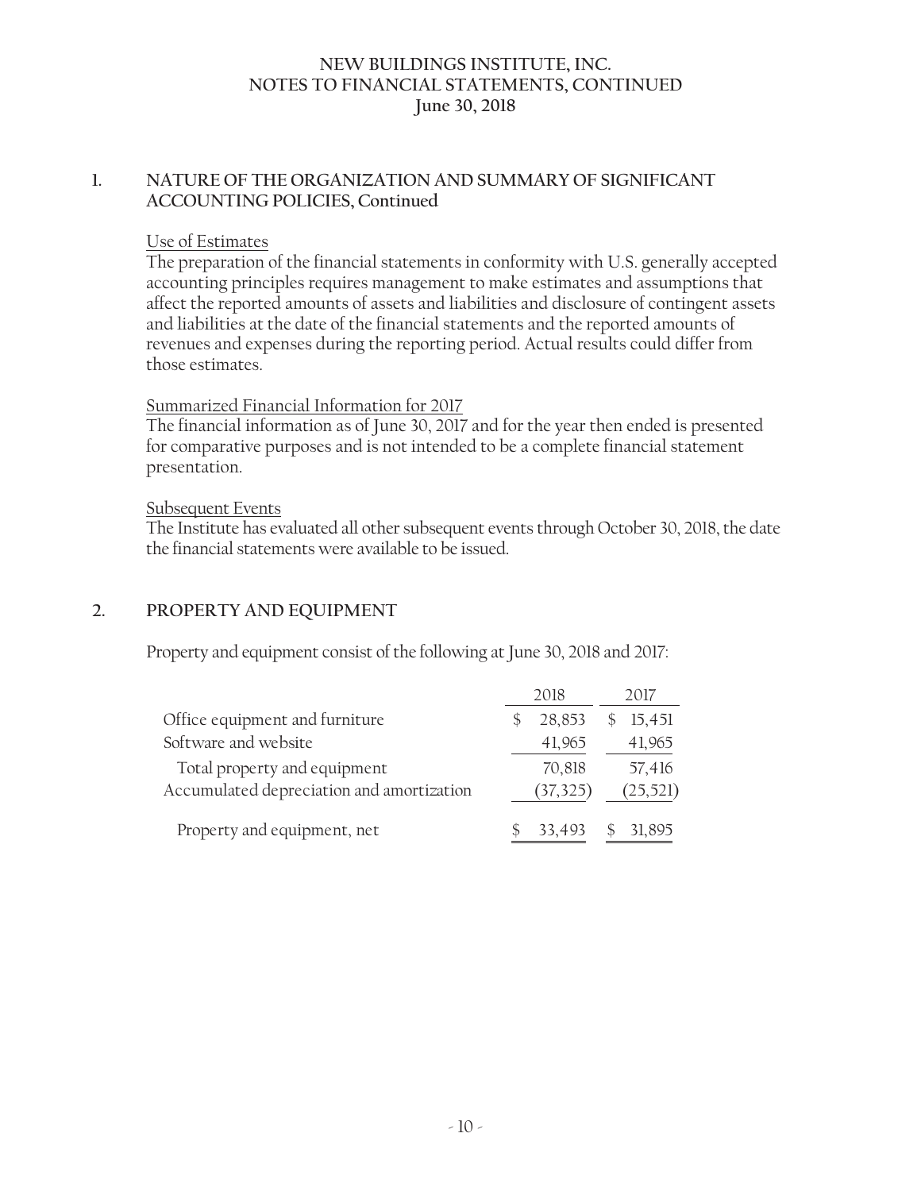# NEW BUILDINGS INSTITUTE, INC.
## NOTES TO FINANCIAL STATEMENTS, CONTINUED
### June 30, 2018

## 1. NATURE OF THE ORGANIZATION AND SUMMARY OF SIGNIFICANT ACCOUNTING POLICIES, Continued

Use of Estimates

The preparation of the financial statements in conformity with U.S. generally accepted accounting principles requires management to make estimates and assumptions that affect the reported amounts of assets and liabilities and disclosure of contingent assets and liabilities at the date of the financial statements and the reported amounts of revenues and expenses during the reporting period. Actual results could differ from those estimates.

Summarized Financial Information for 2017

The financial information as of June 30, 2017 and for the year then ended is presented for comparative purposes and is not intended to be a complete financial statement presentation.

Subsequent Events

The Institute has evaluated all other subsequent events through October 30, 2018, the date the financial statements were available to be issued.

## 2. PROPERTY AND EQUIPMENT

Property and equipment consist of the following at June 30, 2018 and 2017:

| | 2018 | 2017 |
|---|---|---|
| Office equipment and furniture | $ 28,853 | $ 15,451 |
| Software and website | 41,965 | 41,965 |
| Total property and equipment | 70,818 | 57,416 |
| Accumulated depreciation and amortization | (37,325) | (25,521) |
| Property and equipment, net | $ 33,493 | $ 31,895 |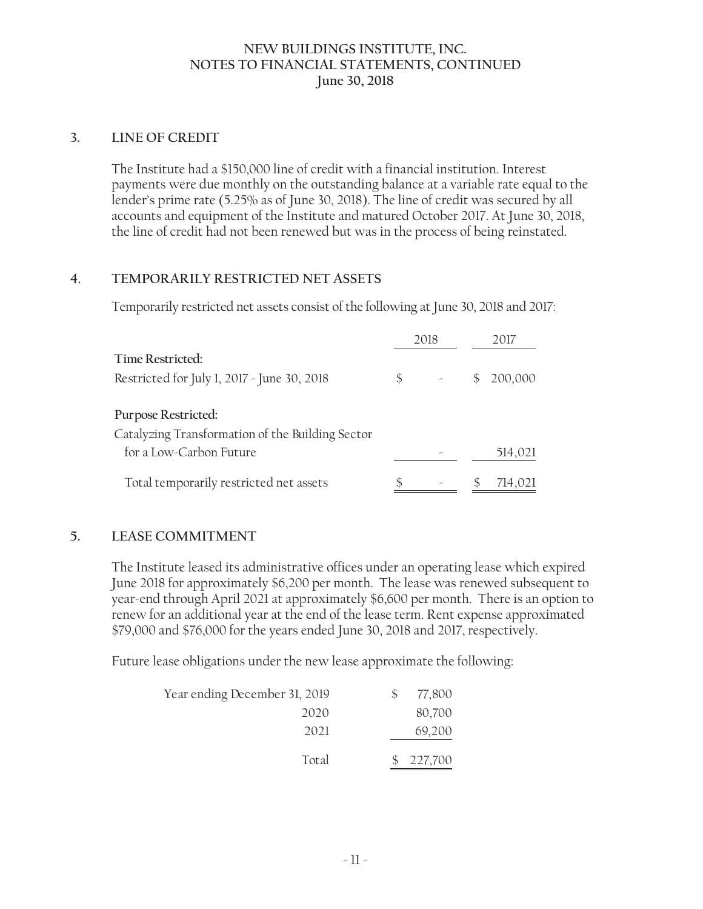**NEW BUILDINGS INSTITUTE, INC.**
**NOTES TO FINANCIAL STATEMENTS, CONTINUED**
**June 30, 2018**

## 3. LINE OF CREDIT

The Institute had a $150,000 line of credit with a financial institution. Interest payments were due monthly on the outstanding balance at a variable rate equal to the lender's prime rate (5.25% as of June 30, 2018). The line of credit was secured by all accounts and equipment of the Institute and matured October 2017. At June 30, 2018, the line of credit had not been renewed but was in the process of being reinstated.

## 4. TEMPORARILY RESTRICTED NET ASSETS

Temporarily restricted net assets consist of the following at June 30, 2018 and 2017:

| | 2018 | 2017 |
|---|---|---|
| **Time Restricted:** | | |
| Restricted for July 1, 2017 - June 30, 2018 | $ - | $ 200,000 |
| **Purpose Restricted:** | | |
| Catalyzing Transformation of the Building Sector for a Low-Carbon Future | - | 514,021 |
| Total temporarily restricted net assets | $ - | $ 714,021 |

## 5. LEASE COMMITMENT

The Institute leased its administrative offices under an operating lease which expired June 2018 for approximately $6,200 per month. The lease was renewed subsequent to year-end through April 2021 at approximately $6,600 per month. There is an option to renew for an additional year at the end of the lease term. Rent expense approximated $79,000 and $76,000 for the years ended June 30, 2018 and 2017, respectively.

Future lease obligations under the new lease approximate the following:

| Year ending December 31, | Amount |
|---|---|
| 2019 | $ 77,800 |
| 2020 | 80,700 |
| 2021 | 69,200 |
| Total | $ 227,700 |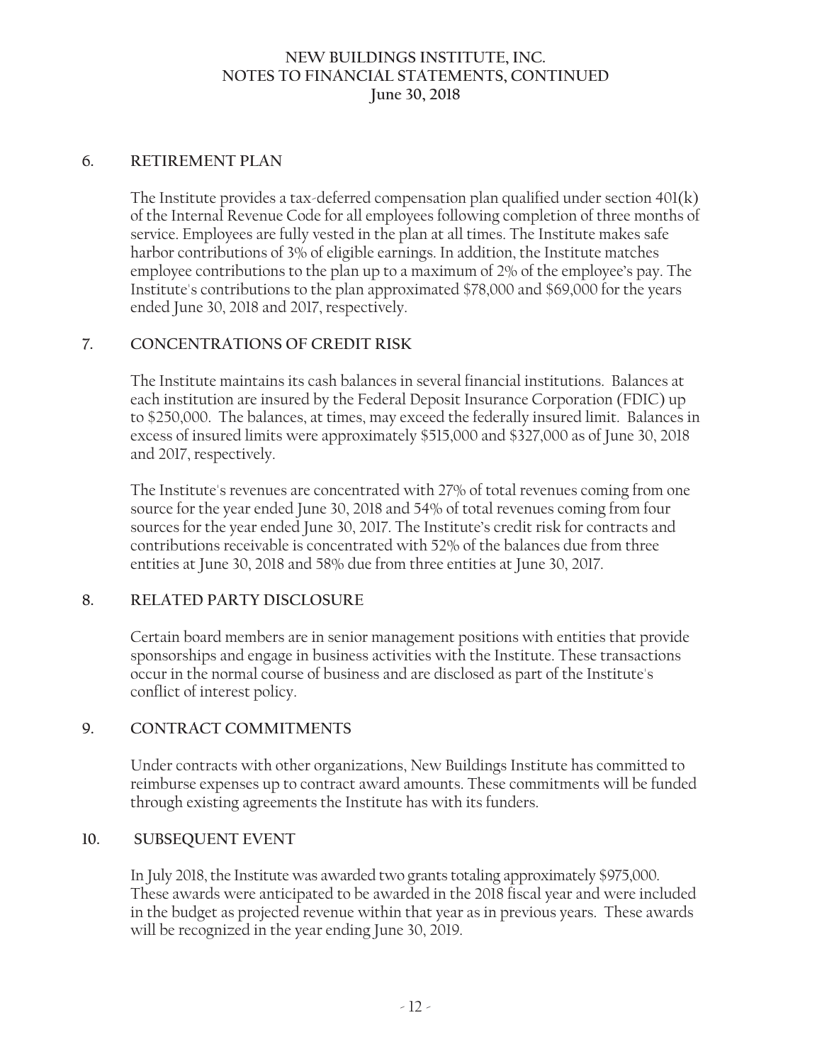# NEW BUILDINGS INSTITUTE, INC.
# NOTES TO FINANCIAL STATEMENTS, CONTINUED
# June 30, 2018

## 6. RETIREMENT PLAN

The Institute provides a tax-deferred compensation plan qualified under section 401(k) of the Internal Revenue Code for all employees following completion of three months of service. Employees are fully vested in the plan at all times. The Institute makes safe harbor contributions of 3% of eligible earnings. In addition, the Institute matches employee contributions to the plan up to a maximum of 2% of the employee's pay. The Institute's contributions to the plan approximated $78,000 and $69,000 for the years ended June 30, 2018 and 2017, respectively.

## 7. CONCENTRATIONS OF CREDIT RISK

The Institute maintains its cash balances in several financial institutions. Balances at each institution are insured by the Federal Deposit Insurance Corporation (FDIC) up to $250,000. The balances, at times, may exceed the federally insured limit. Balances in excess of insured limits were approximately $515,000 and $327,000 as of June 30, 2018 and 2017, respectively.

The Institute's revenues are concentrated with 27% of total revenues coming from one source for the year ended June 30, 2018 and 54% of total revenues coming from four sources for the year ended June 30, 2017. The Institute's credit risk for contracts and contributions receivable is concentrated with 52% of the balances due from three entities at June 30, 2018 and 58% due from three entities at June 30, 2017.

## 8. RELATED PARTY DISCLOSURE

Certain board members are in senior management positions with entities that provide sponsorships and engage in business activities with the Institute. These transactions occur in the normal course of business and are disclosed as part of the Institute's conflict of interest policy.

## 9. CONTRACT COMMITMENTS

Under contracts with other organizations, New Buildings Institute has committed to reimburse expenses up to contract award amounts. These commitments will be funded through existing agreements the Institute has with its funders.

## 10. SUBSEQUENT EVENT

In July 2018, the Institute was awarded two grants totaling approximately $975,000. These awards were anticipated to be awarded in the 2018 fiscal year and were included in the budget as projected revenue within that year as in previous years. These awards will be recognized in the year ending June 30, 2019.